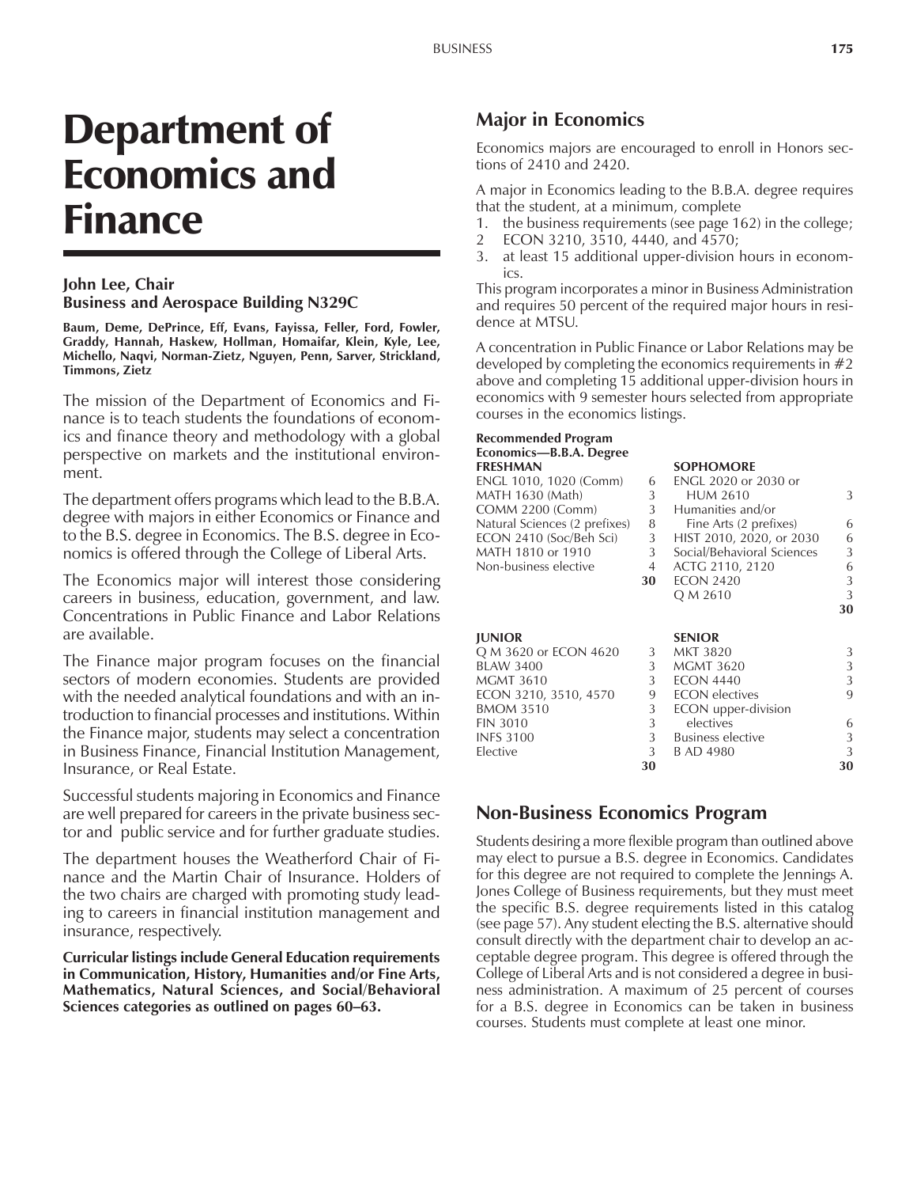# Department of Economics and Finance

**John Lee, Chair**
**Business and Aerospace Building N329C**

**Baum, Deme, DePrince, Eff, Evans, Fayissa, Feller, Ford, Fowler, Graddy, Hannah, Haskew, Hollman, Homaifar, Klein, Kyle, Lee, Michello, Naqvi, Norman-Zietz, Nguyen, Penn, Sarver, Strickland, Timmons, Zietz**

The mission of the Department of Economics and Finance is to teach students the foundations of economics and finance theory and methodology with a global perspective on markets and the institutional environment.

The department offers programs which lead to the B.B.A. degree with majors in either Economics or Finance and to the B.S. degree in Economics. The B.S. degree in Economics is offered through the College of Liberal Arts.

The Economics major will interest those considering careers in business, education, government, and law. Concentrations in Public Finance and Labor Relations are available.

The Finance major program focuses on the financial sectors of modern economies. Students are provided with the needed analytical foundations and with an introduction to financial processes and institutions. Within the Finance major, students may select a concentration in Business Finance, Financial Institution Management, Insurance, or Real Estate.

Successful students majoring in Economics and Finance are well prepared for careers in the private business sector and public service and for further graduate studies.

The department houses the Weatherford Chair of Finance and the Martin Chair of Insurance. Holders of the two chairs are charged with promoting study leading to careers in financial institution management and insurance, respectively.

**Curricular listings include General Education requirements in Communication, History, Humanities and/or Fine Arts, Mathematics, Natural Sciences, and Social/Behavioral Sciences categories as outlined on pages 60–63.**

## Major in Economics

Economics majors are encouraged to enroll in Honors sections of 2410 and 2420.

A major in Economics leading to the B.B.A. degree requires that the student, at a minimum, complete

1. the business requirements (see page 162) in the college;
2. ECON 3210, 3510, 4440, and 4570;
3. at least 15 additional upper-division hours in economics.

This program incorporates a minor in Business Administration and requires 50 percent of the required major hours in residence at MTSU.

A concentration in Public Finance or Labor Relations may be developed by completing the economics requirements in #2 above and completing 15 additional upper-division hours in economics with 9 semester hours selected from appropriate courses in the economics listings.

**Recommended Program**
**Economics—B.B.A. Degree**

| **FRESHMAN** | | **SOPHOMORE** | |
|---|---|---|---|
| ENGL 1010, 1020 (Comm) | 6 | ENGL 2020 or 2030 or HUM 2610 | 3 |
| MATH 1630 (Math) | 3 | Humanities and/or Fine Arts (2 prefixes) | 6 |
| COMM 2200 (Comm) | 3 | HIST 2010, 2020, or 2030 | 6 |
| Natural Sciences (2 prefixes) | 8 | Social/Behavioral Sciences | 3 |
| ECON 2410 (Soc/Beh Sci) | 3 | ACTG 2110, 2120 | 6 |
| MATH 1810 or 1910 | 3 | ECON 2420 | 3 |
| Non-business elective | 4 | Q M 2610 | 3 |
| | **30** | | **30** |

| **JUNIOR** | | **SENIOR** | |
|---|---|---|---|
| Q M 3620 or ECON 4620 | 3 | MKT 3820 | 3 |
| BLAW 3400 | 3 | MGMT 3620 | 3 |
| MGMT 3610 | 3 | ECON 4440 | 3 |
| ECON 3210, 3510, 4570 | 9 | ECON electives | 9 |
| BMOM 3510 | 3 | ECON upper-division electives | 6 |
| FIN 3010 | 3 | Business elective | 3 |
| INFS 3100 | 3 | B AD 4980 | 3 |
| Elective | 3 | | |
| | **30** | | **30** |

## Non-Business Economics Program

Students desiring a more flexible program than outlined above may elect to pursue a B.S. degree in Economics. Candidates for this degree are not required to complete the Jennings A. Jones College of Business requirements, but they must meet the specific B.S. degree requirements listed in this catalog (see page 57). Any student electing the B.S. alternative should consult directly with the department chair to develop an acceptable degree program. This degree is offered through the College of Liberal Arts and is not considered a degree in business administration. A maximum of 25 percent of courses for a B.S. degree in Economics can be taken in business courses. Students must complete at least one minor.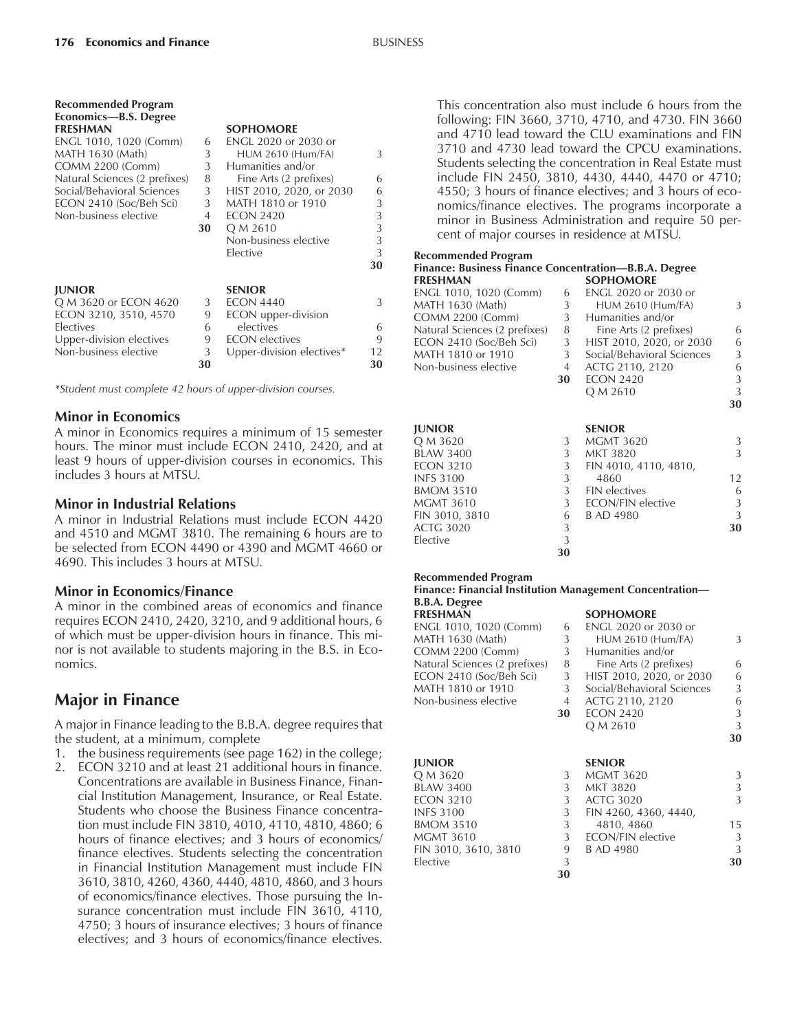**Recommended Program**
**Economics—B.S. Degree**

| FRESHMAN | | SOPHOMORE | |
|---|---|---|---|
| ENGL 1010, 1020 (Comm) | 6 | ENGL 2020 or 2030 or HUM 2610 (Hum/FA) | 3 |
| MATH 1630 (Math) | 3 | Humanities and/or Fine Arts (2 prefixes) | 6 |
| COMM 2200 (Comm) | 3 | HIST 2010, 2020, or 2030 | 6 |
| Natural Sciences (2 prefixes) | 8 | MATH 1810 or 1910 | 3 |
| Social/Behavioral Sciences | 3 | ECON 2420 | 3 |
| ECON 2410 (Soc/Beh Sci) | 3 | Q M 2610 | 3 |
| Non-business elective | 4 | Non-business elective | 3 |
| | | Elective | 3 |
| | **30** | | **30** |

| JUNIOR | | SENIOR | |
|---|---|---|---|
| Q M 3620 or ECON 4620 | 3 | ECON 4440 | 3 |
| ECON 3210, 3510, 4570 | 9 | ECON upper-division electives | 6 |
| Electives | 6 | ECON electives | 9 |
| Upper-division electives | 9 | Upper-division electives* | 12 |
| Non-business elective | 3 | | |
| | **30** | | **30** |

*\*Student must complete 42 hours of upper-division courses.*

### Minor in Economics

A minor in Economics requires a minimum of 15 semester hours. The minor must include ECON 2410, 2420, and at least 9 hours of upper-division courses in economics. This includes 3 hours at MTSU.

### Minor in Industrial Relations

A minor in Industrial Relations must include ECON 4420 and 4510 and MGMT 3810. The remaining 6 hours are to be selected from ECON 4490 or 4390 and MGMT 4660 or 4690. This includes 3 hours at MTSU.

### Minor in Economics/Finance

A minor in the combined areas of economics and finance requires ECON 2410, 2420, 3210, and 9 additional hours, 6 of which must be upper-division hours in finance. This minor is not available to students majoring in the B.S. in Economics.

## Major in Finance

A major in Finance leading to the B.B.A. degree requires that the student, at a minimum, complete

1. the business requirements (see page 162) in the college;
2. ECON 3210 and at least 21 additional hours in finance. Concentrations are available in Business Finance, Financial Institution Management, Insurance, or Real Estate. Students who choose the Business Finance concentration must include FIN 3810, 4010, 4110, 4810, 4860; 6 hours of finance electives; and 3 hours of economics/finance electives. Students selecting the concentration in Financial Institution Management must include FIN 3610, 3810, 4260, 4360, 4440, 4810, 4860, and 3 hours of economics/finance electives. Those pursuing the Insurance concentration must include FIN 3610, 4110, 4750; 3 hours of insurance electives; 3 hours of finance electives; and 3 hours of economics/finance electives.

   This concentration also must include 6 hours from the following: FIN 3660, 3710, 4710, and 4730. FIN 3660 and 4710 lead toward the CLU examinations and FIN 3710 and 4730 lead toward the CPCU examinations. Students selecting the concentration in Real Estate must include FIN 2450, 3810, 4430, 4440, 4470 or 4710; 4550; 3 hours of finance electives; and 3 hours of economics/finance electives. The programs incorporate a minor in Business Administration and require 50 percent of major courses in residence at MTSU.

**Recommended Program**
**Finance: Business Finance Concentration—B.B.A. Degree**

| FRESHMAN | | SOPHOMORE | |
|---|---|---|---|
| ENGL 1010, 1020 (Comm) | 6 | ENGL 2020 or 2030 or HUM 2610 (Hum/FA) | 3 |
| MATH 1630 (Math) | 3 | Humanities and/or Fine Arts (2 prefixes) | 6 |
| COMM 2200 (Comm) | 3 | HIST 2010, 2020, or 2030 | 6 |
| Natural Sciences (2 prefixes) | 8 | Social/Behavioral Sciences | 3 |
| ECON 2410 (Soc/Beh Sci) | 3 | ACTG 2110, 2120 | 6 |
| MATH 1810 or 1910 | 3 | ECON 2420 | 3 |
| Non-business elective | 4 | Q M 2610 | 3 |
| | **30** | | **30** |

| JUNIOR | | SENIOR | |
|---|---|---|---|
| Q M 3620 | 3 | MGMT 3620 | 3 |
| BLAW 3400 | 3 | MKT 3820 | 3 |
| ECON 3210 | 3 | FIN 4010, 4110, 4810, 4860 | 12 |
| INFS 3100 | 3 | FIN electives | 6 |
| BMOM 3510 | 3 | ECON/FIN elective | 3 |
| MGMT 3610 | 3 | B AD 4980 | 3 |
| FIN 3010, 3810 | 6 | | |
| ACTG 3020 | 3 | | |
| Elective | 3 | | |
| | **30** | | **30** |

**Recommended Program**
**Finance: Financial Institution Management Concentration—B.B.A. Degree**

| FRESHMAN | | SOPHOMORE | |
|---|---|---|---|
| ENGL 1010, 1020 (Comm) | 6 | ENGL 2020 or 2030 or HUM 2610 (Hum/FA) | 3 |
| MATH 1630 (Math) | 3 | Humanities and/or Fine Arts (2 prefixes) | 6 |
| COMM 2200 (Comm) | 3 | HIST 2010, 2020, or 2030 | 6 |
| Natural Sciences (2 prefixes) | 8 | Social/Behavioral Sciences | 3 |
| ECON 2410 (Soc/Beh Sci) | 3 | ACTG 2110, 2120 | 6 |
| MATH 1810 or 1910 | 3 | ECON 2420 | 3 |
| Non-business elective | 4 | Q M 2610 | 3 |
| | **30** | | **30** |

| JUNIOR | | SENIOR | |
|---|---|---|---|
| Q M 3620 | 3 | MGMT 3620 | 3 |
| BLAW 3400 | 3 | MKT 3820 | 3 |
| ECON 3210 | 3 | ACTG 3020 | 3 |
| INFS 3100 | 3 | FIN 4260, 4360, 4440, 4810, 4860 | 15 |
| BMOM 3510 | 3 | ECON/FIN elective | 3 |
| MGMT 3610 | 3 | B AD 4980 | 3 |
| FIN 3010, 3610, 3810 | 9 | | |
| Elective | 3 | | |
| | **30** | | **30** |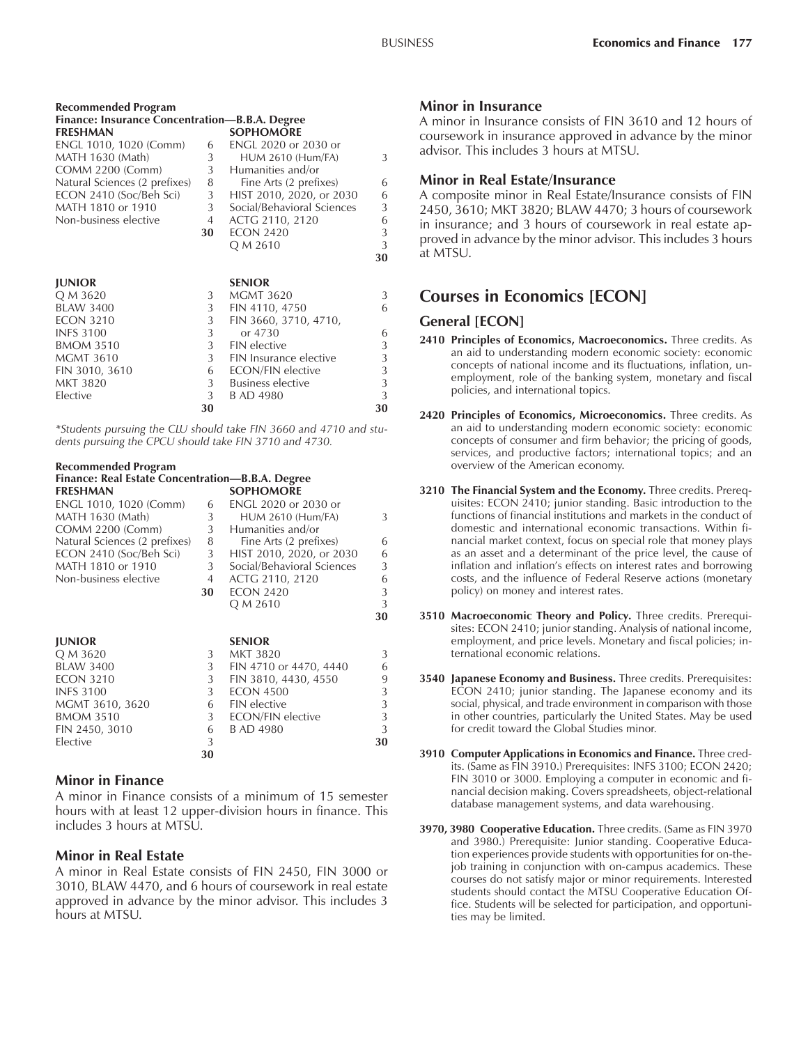**Recommended Program**
**Finance: Insurance Concentration—B.B.A. Degree**

| FRESHMAN | | SOPHOMORE | |
|---|---|---|---|
| ENGL 1010, 1020 (Comm) | 6 | ENGL 2020 or 2030 or HUM 2610 (Hum/FA) | 3 |
| MATH 1630 (Math) | 3 | Humanities and/or Fine Arts (2 prefixes) | 6 |
| COMM 2200 (Comm) | 3 | HIST 2010, 2020, or 2030 | 6 |
| Natural Sciences (2 prefixes) | 8 | Social/Behavioral Sciences | 3 |
| ECON 2410 (Soc/Beh Sci) | 3 | ACTG 2110, 2120 | 6 |
| MATH 1810 or 1910 | 3 | ECON 2420 | 3 |
| Non-business elective | 4 | Q M 2610 | 3 |
| | **30** | | **30** |

| JUNIOR | | SENIOR | |
|---|---|---|---|
| Q M 3620 | 3 | MGMT 3620 | 3 |
| BLAW 3400 | 3 | FIN 4110, 4750 | 6 |
| ECON 3210 | 3 | FIN 3660, 3710, 4710, or 4730 | 6 |
| INFS 3100 | 3 | FIN elective | 3 |
| BMOM 3510 | 3 | FIN Insurance elective | 3 |
| MGMT 3610 | 3 | ECON/FIN elective | 3 |
| FIN 3010, 3610 | 6 | Business elective | 3 |
| MKT 3820 | 3 | B AD 4980 | 3 |
| Elective | 3 | | |
| | **30** | | **30** |

*\*Students pursuing the CLU should take FIN 3660 and 4710 and students pursuing the CPCU should take FIN 3710 and 4730.*

**Recommended Program**
**Finance: Real Estate Concentration—B.B.A. Degree**

| FRESHMAN | | SOPHOMORE | |
|---|---|---|---|
| ENGL 1010, 1020 (Comm) | 6 | ENGL 2020 or 2030 or HUM 2610 (Hum/FA) | 3 |
| MATH 1630 (Math) | 3 | Humanities and/or Fine Arts (2 prefixes) | 6 |
| COMM 2200 (Comm) | 3 | HIST 2010, 2020, or 2030 | 6 |
| Natural Sciences (2 prefixes) | 8 | Social/Behavioral Sciences | 3 |
| ECON 2410 (Soc/Beh Sci) | 3 | ACTG 2110, 2120 | 6 |
| MATH 1810 or 1910 | 3 | ECON 2420 | 3 |
| Non-business elective | 4 | Q M 2610 | 3 |
| | **30** | | **30** |

| JUNIOR | | SENIOR | |
|---|---|---|---|
| Q M 3620 | 3 | MKT 3820 | 3 |
| BLAW 3400 | 3 | FIN 4710 or 4470, 4440 | 6 |
| ECON 3210 | 3 | FIN 3810, 4430, 4550 | 9 |
| INFS 3100 | 3 | ECON 4500 | 3 |
| MGMT 3610, 3620 | 6 | FIN elective | 3 |
| BMOM 3510 | 3 | ECON/FIN elective | 3 |
| FIN 2450, 3010 | 6 | B AD 4980 | 3 |
| Elective | 3 | | **30** |
| | **30** | | |

## Minor in Finance

A minor in Finance consists of a minimum of 15 semester hours with at least 12 upper-division hours in finance. This includes 3 hours at MTSU.

## Minor in Real Estate

A minor in Real Estate consists of FIN 2450, FIN 3000 or 3010, BLAW 4470, and 6 hours of coursework in real estate approved in advance by the minor advisor. This includes 3 hours at MTSU.

## Minor in Insurance

A minor in Insurance consists of FIN 3610 and 12 hours of coursework in insurance approved in advance by the minor advisor. This includes 3 hours at MTSU.

## Minor in Real Estate/Insurance

A composite minor in Real Estate/Insurance consists of FIN 2450, 3610; MKT 3820; BLAW 4470; 3 hours of coursework in insurance; and 3 hours of coursework in real estate approved in advance by the minor advisor. This includes 3 hours at MTSU.

# Courses in Economics [ECON]

## General [ECON]

**2410 Principles of Economics, Macroeconomics.** Three credits. As an aid to understanding modern economic society: economic concepts of national income and its fluctuations, inflation, unemployment, role of the banking system, monetary and fiscal policies, and international topics.

**2420 Principles of Economics, Microeconomics.** Three credits. As an aid to understanding modern economic society: economic concepts of consumer and firm behavior; the pricing of goods, services, and productive factors; international topics; and an overview of the American economy.

**3210 The Financial System and the Economy.** Three credits. Prerequisites: ECON 2410; junior standing. Basic introduction to the functions of financial institutions and markets in the conduct of domestic and international economic transactions. Within financial market context, focus on special role that money plays as an asset and a determinant of the price level, the cause of inflation and inflation's effects on interest rates and borrowing costs, and the influence of Federal Reserve actions (monetary policy) on money and interest rates.

**3510 Macroeconomic Theory and Policy.** Three credits. Prerequisites: ECON 2410; junior standing. Analysis of national income, employment, and price levels. Monetary and fiscal policies; international economic relations.

**3540 Japanese Economy and Business.** Three credits. Prerequisites: ECON 2410; junior standing. The Japanese economy and its social, physical, and trade environment in comparison with those in other countries, particularly the United States. May be used for credit toward the Global Studies minor.

**3910 Computer Applications in Economics and Finance.** Three credits. (Same as FIN 3910.) Prerequisites: INFS 3100; ECON 2420; FIN 3010 or 3000. Employing a computer in economic and financial decision making. Covers spreadsheets, object-relational database management systems, and data warehousing.

**3970, 3980 Cooperative Education.** Three credits. (Same as FIN 3970 and 3980.) Prerequisite: Junior standing. Cooperative Education experiences provide students with opportunities for on-the-job training in conjunction with on-campus academics. These courses do not satisfy major or minor requirements. Interested students should contact the MTSU Cooperative Education Office. Students will be selected for participation, and opportunities may be limited.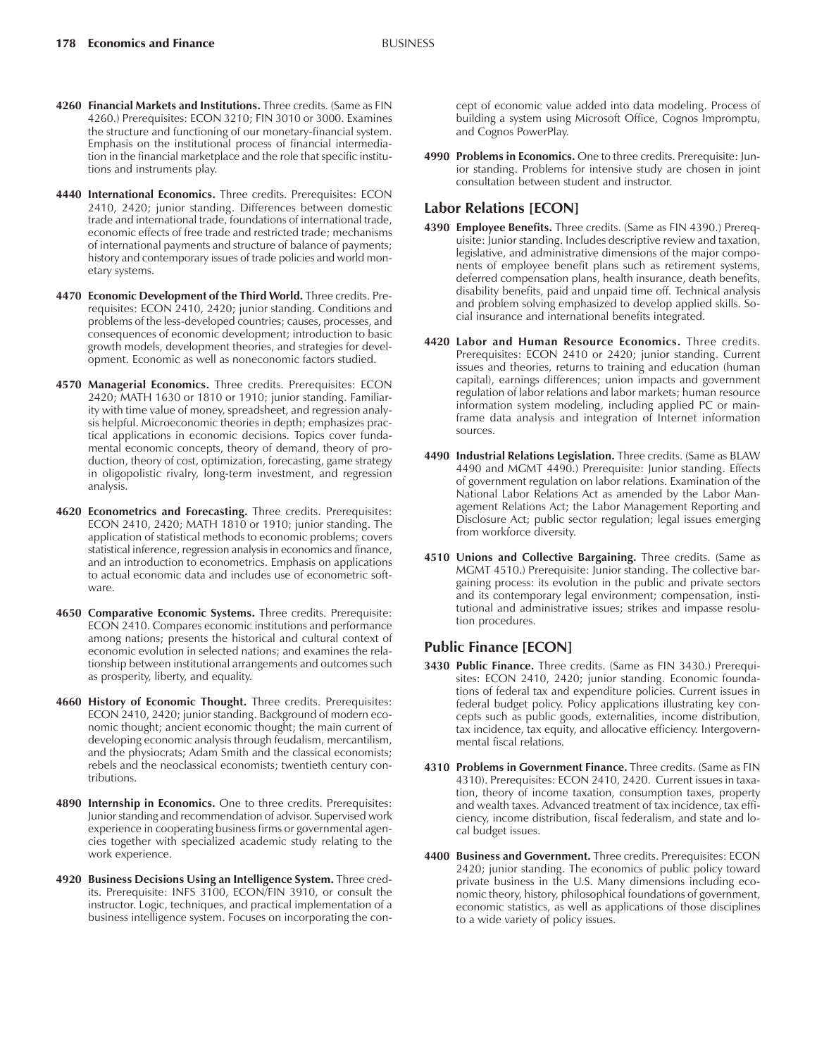**4260 Financial Markets and Institutions.** Three credits. (Same as FIN 4260.) Prerequisites: ECON 3210; FIN 3010 or 3000. Examines the structure and functioning of our monetary-financial system. Emphasis on the institutional process of financial intermediation in the financial marketplace and the role that specific institutions and instruments play.

**4440 International Economics.** Three credits. Prerequisites: ECON 2410, 2420; junior standing. Differences between domestic trade and international trade, foundations of international trade, economic effects of free trade and restricted trade; mechanisms of international payments and structure of balance of payments; history and contemporary issues of trade policies and world monetary systems.

**4470 Economic Development of the Third World.** Three credits. Prerequisites: ECON 2410, 2420; junior standing. Conditions and problems of the less-developed countries; causes, processes, and consequences of economic development; introduction to basic growth models, development theories, and strategies for development. Economic as well as noneconomic factors studied.

**4570 Managerial Economics.** Three credits. Prerequisites: ECON 2420; MATH 1630 or 1810 or 1910; junior standing. Familiarity with time value of money, spreadsheet, and regression analysis helpful. Microeconomic theories in depth; emphasizes practical applications in economic decisions. Topics cover fundamental economic concepts, theory of demand, theory of production, theory of cost, optimization, forecasting, game strategy in oligopolistic rivalry, long-term investment, and regression analysis.

**4620 Econometrics and Forecasting.** Three credits. Prerequisites: ECON 2410, 2420; MATH 1810 or 1910; junior standing. The application of statistical methods to economic problems; covers statistical inference, regression analysis in economics and finance, and an introduction to econometrics. Emphasis on applications to actual economic data and includes use of econometric software.

**4650 Comparative Economic Systems.** Three credits. Prerequisite: ECON 2410. Compares economic institutions and performance among nations; presents the historical and cultural context of economic evolution in selected nations; and examines the relationship between institutional arrangements and outcomes such as prosperity, liberty, and equality.

**4660 History of Economic Thought.** Three credits. Prerequisites: ECON 2410, 2420; junior standing. Background of modern economic thought; ancient economic thought; the main current of developing economic analysis through feudalism, mercantilism, and the physiocrats; Adam Smith and the classical economists; rebels and the neoclassical economists; twentieth century contributions.

**4890 Internship in Economics.** One to three credits. Prerequisites: Junior standing and recommendation of advisor. Supervised work experience in cooperating business firms or governmental agencies together with specialized academic study relating to the work experience.

**4920 Business Decisions Using an Intelligence System.** Three credits. Prerequisite: INFS 3100, ECON/FIN 3910, or consult the instructor. Logic, techniques, and practical implementation of a business intelligence system. Focuses on incorporating the concept of economic value added into data modeling. Process of building a system using Microsoft Office, Cognos Impromptu, and Cognos PowerPlay.

**4990 Problems in Economics.** One to three credits. Prerequisite: Junior standing. Problems for intensive study are chosen in joint consultation between student and instructor.

## Labor Relations [ECON]

**4390 Employee Benefits.** Three credits. (Same as FIN 4390.) Prerequisite: Junior standing. Includes descriptive review and taxation, legislative, and administrative dimensions of the major components of employee benefit plans such as retirement systems, deferred compensation plans, health insurance, death benefits, disability benefits, paid and unpaid time off. Technical analysis and problem solving emphasized to develop applied skills. Social insurance and international benefits integrated.

**4420 Labor and Human Resource Economics.** Three credits. Prerequisites: ECON 2410 or 2420; junior standing. Current issues and theories, returns to training and education (human capital), earnings differences; union impacts and government regulation of labor relations and labor markets; human resource information system modeling, including applied PC or mainframe data analysis and integration of Internet information sources.

**4490 Industrial Relations Legislation.** Three credits. (Same as BLAW 4490 and MGMT 4490.) Prerequisite: Junior standing. Effects of government regulation on labor relations. Examination of the National Labor Relations Act as amended by the Labor Management Relations Act; the Labor Management Reporting and Disclosure Act; public sector regulation; legal issues emerging from workforce diversity.

**4510 Unions and Collective Bargaining.** Three credits. (Same as MGMT 4510.) Prerequisite: Junior standing. The collective bargaining process: its evolution in the public and private sectors and its contemporary legal environment; compensation, institutional and administrative issues; strikes and impasse resolution procedures.

## Public Finance [ECON]

**3430 Public Finance.** Three credits. (Same as FIN 3430.) Prerequisites: ECON 2410, 2420; junior standing. Economic foundations of federal tax and expenditure policies. Current issues in federal budget policy. Policy applications illustrating key concepts such as public goods, externalities, income distribution, tax incidence, tax equity, and allocative efficiency. Intergovernmental fiscal relations.

**4310 Problems in Government Finance.** Three credits. (Same as FIN 4310). Prerequisites: ECON 2410, 2420. Current issues in taxation, theory of income taxation, consumption taxes, property and wealth taxes. Advanced treatment of tax incidence, tax efficiency, income distribution, fiscal federalism, and state and local budget issues.

**4400 Business and Government.** Three credits. Prerequisites: ECON 2420; junior standing. The economics of public policy toward private business in the U.S. Many dimensions including economic theory, history, philosophical foundations of government, economic statistics, as well as applications of those disciplines to a wide variety of policy issues.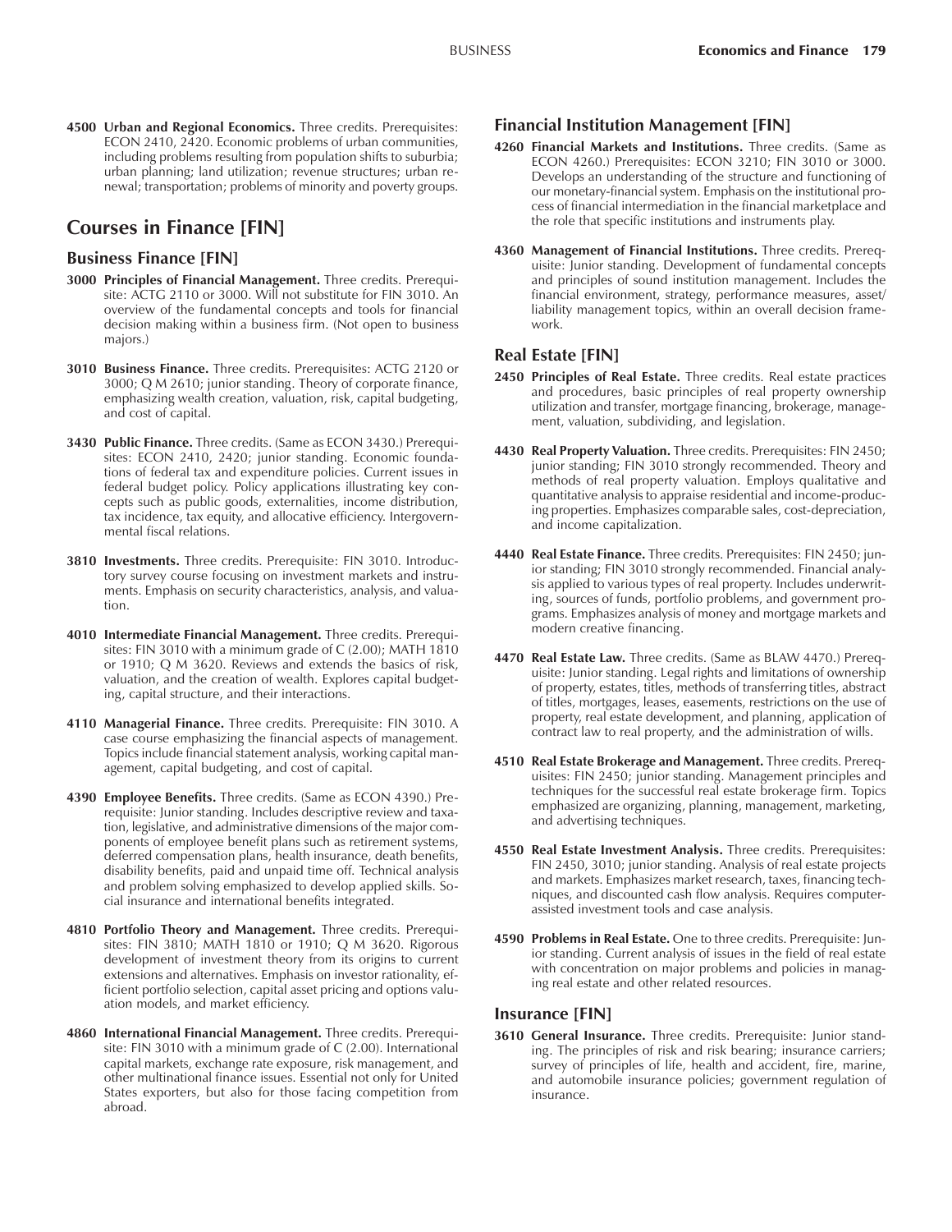**4500 Urban and Regional Economics.** Three credits. Prerequisites: ECON 2410, 2420. Economic problems of urban communities, including problems resulting from population shifts to suburbia; urban planning; land utilization; revenue structures; urban renewal; transportation; problems of minority and poverty groups.

## Courses in Finance [FIN]

### Business Finance [FIN]

**3000 Principles of Financial Management.** Three credits. Prerequisite: ACTG 2110 or 3000. Will not substitute for FIN 3010. An overview of the fundamental concepts and tools for financial decision making within a business firm. (Not open to business majors.)

**3010 Business Finance.** Three credits. Prerequisites: ACTG 2120 or 3000; Q M 2610; junior standing. Theory of corporate finance, emphasizing wealth creation, valuation, risk, capital budgeting, and cost of capital.

**3430 Public Finance.** Three credits. (Same as ECON 3430.) Prerequisites: ECON 2410, 2420; junior standing. Economic foundations of federal tax and expenditure policies. Current issues in federal budget policy. Policy applications illustrating key concepts such as public goods, externalities, income distribution, tax incidence, tax equity, and allocative efficiency. Intergovernmental fiscal relations.

**3810 Investments.** Three credits. Prerequisite: FIN 3010. Introductory survey course focusing on investment markets and instruments. Emphasis on security characteristics, analysis, and valuation.

**4010 Intermediate Financial Management.** Three credits. Prerequisites: FIN 3010 with a minimum grade of C (2.00); MATH 1810 or 1910; Q M 3620. Reviews and extends the basics of risk, valuation, and the creation of wealth. Explores capital budgeting, capital structure, and their interactions.

**4110 Managerial Finance.** Three credits. Prerequisite: FIN 3010. A case course emphasizing the financial aspects of management. Topics include financial statement analysis, working capital management, capital budgeting, and cost of capital.

**4390 Employee Benefits.** Three credits. (Same as ECON 4390.) Prerequisite: Junior standing. Includes descriptive review and taxation, legislative, and administrative dimensions of the major components of employee benefit plans such as retirement systems, deferred compensation plans, health insurance, death benefits, disability benefits, paid and unpaid time off. Technical analysis and problem solving emphasized to develop applied skills. Social insurance and international benefits integrated.

**4810 Portfolio Theory and Management.** Three credits. Prerequisites: FIN 3810; MATH 1810 or 1910; Q M 3620. Rigorous development of investment theory from its origins to current extensions and alternatives. Emphasis on investor rationality, efficient portfolio selection, capital asset pricing and options valuation models, and market efficiency.

**4860 International Financial Management.** Three credits. Prerequisite: FIN 3010 with a minimum grade of C (2.00). International capital markets, exchange rate exposure, risk management, and other multinational finance issues. Essential not only for United States exporters, but also for those facing competition from abroad.

### Financial Institution Management [FIN]

**4260 Financial Markets and Institutions.** Three credits. (Same as ECON 4260.) Prerequisites: ECON 3210; FIN 3010 or 3000. Develops an understanding of the structure and functioning of our monetary-financial system. Emphasis on the institutional process of financial intermediation in the financial marketplace and the role that specific institutions and instruments play.

**4360 Management of Financial Institutions.** Three credits. Prerequisite: Junior standing. Development of fundamental concepts and principles of sound institution management. Includes the financial environment, strategy, performance measures, asset/liability management topics, within an overall decision framework.

### Real Estate [FIN]

**2450 Principles of Real Estate.** Three credits. Real estate practices and procedures, basic principles of real property ownership utilization and transfer, mortgage financing, brokerage, management, valuation, subdividing, and legislation.

**4430 Real Property Valuation.** Three credits. Prerequisites: FIN 2450; junior standing; FIN 3010 strongly recommended. Theory and methods of real property valuation. Employs qualitative and quantitative analysis to appraise residential and income-producing properties. Emphasizes comparable sales, cost-depreciation, and income capitalization.

**4440 Real Estate Finance.** Three credits. Prerequisites: FIN 2450; junior standing; FIN 3010 strongly recommended. Financial analysis applied to various types of real property. Includes underwriting, sources of funds, portfolio problems, and government programs. Emphasizes analysis of money and mortgage markets and modern creative financing.

**4470 Real Estate Law.** Three credits. (Same as BLAW 4470.) Prerequisite: Junior standing. Legal rights and limitations of ownership of property, estates, titles, methods of transferring titles, abstract of titles, mortgages, leases, easements, restrictions on the use of property, real estate development, and planning, application of contract law to real property, and the administration of wills.

**4510 Real Estate Brokerage and Management.** Three credits. Prerequisites: FIN 2450; junior standing. Management principles and techniques for the successful real estate brokerage firm. Topics emphasized are organizing, planning, management, marketing, and advertising techniques.

**4550 Real Estate Investment Analysis.** Three credits. Prerequisites: FIN 2450, 3010; junior standing. Analysis of real estate projects and markets. Emphasizes market research, taxes, financing techniques, and discounted cash flow analysis. Requires computer-assisted investment tools and case analysis.

**4590 Problems in Real Estate.** One to three credits. Prerequisite: Junior standing. Current analysis of issues in the field of real estate with concentration on major problems and policies in managing real estate and other related resources.

### Insurance [FIN]

**3610 General Insurance.** Three credits. Prerequisite: Junior standing. The principles of risk and risk bearing; insurance carriers; survey of principles of life, health and accident, fire, marine, and automobile insurance policies; government regulation of insurance.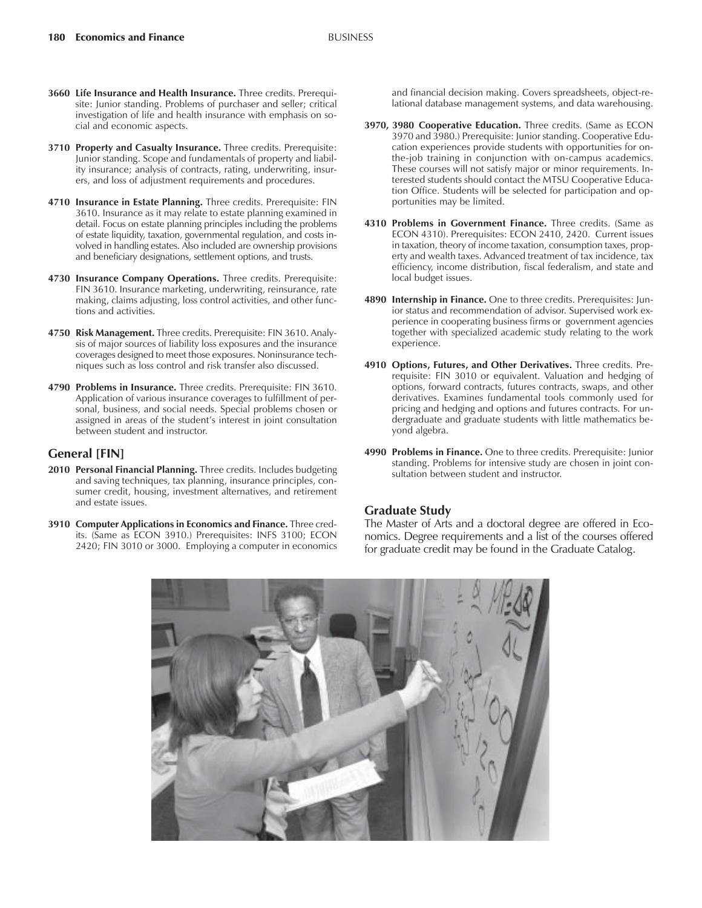**3660 Life Insurance and Health Insurance.** Three credits. Prerequisite: Junior standing. Problems of purchaser and seller; critical investigation of life and health insurance with emphasis on social and economic aspects.

**3710 Property and Casualty Insurance.** Three credits. Prerequisite: Junior standing. Scope and fundamentals of property and liability insurance; analysis of contracts, rating, underwriting, insurers, and loss of adjustment requirements and procedures.

**4710 Insurance in Estate Planning.** Three credits. Prerequisite: FIN 3610. Insurance as it may relate to estate planning examined in detail. Focus on estate planning principles including the problems of estate liquidity, taxation, governmental regulation, and costs involved in handling estates. Also included are ownership provisions and beneficiary designations, settlement options, and trusts.

**4730 Insurance Company Operations.** Three credits. Prerequisite: FIN 3610. Insurance marketing, underwriting, reinsurance, rate making, claims adjusting, loss control activities, and other functions and activities.

**4750 Risk Management.** Three credits. Prerequisite: FIN 3610. Analysis of major sources of liability loss exposures and the insurance coverages designed to meet those exposures. Noninsurance techniques such as loss control and risk transfer also discussed.

**4790 Problems in Insurance.** Three credits. Prerequisite: FIN 3610. Application of various insurance coverages to fulfillment of personal, business, and social needs. Special problems chosen or assigned in areas of the student's interest in joint consultation between student and instructor.

## General [FIN]

**2010 Personal Financial Planning.** Three credits. Includes budgeting and saving techniques, tax planning, insurance principles, consumer credit, housing, investment alternatives, and retirement and estate issues.

**3910 Computer Applications in Economics and Finance.** Three credits. (Same as ECON 3910.) Prerequisites: INFS 3100; ECON 2420; FIN 3010 or 3000. Employing a computer in economics and financial decision making. Covers spreadsheets, object-relational database management systems, and data warehousing.

**3970, 3980 Cooperative Education.** Three credits. (Same as ECON 3970 and 3980.) Prerequisite: Junior standing. Cooperative Education experiences provide students with opportunities for on-the-job training in conjunction with on-campus academics. These courses will not satisfy major or minor requirements. Interested students should contact the MTSU Cooperative Education Office. Students will be selected for participation and opportunities may be limited.

**4310 Problems in Government Finance.** Three credits. (Same as ECON 4310). Prerequisites: ECON 2410, 2420. Current issues in taxation, theory of income taxation, consumption taxes, property and wealth taxes. Advanced treatment of tax incidence, tax efficiency, income distribution, fiscal federalism, and state and local budget issues.

**4890 Internship in Finance.** One to three credits. Prerequisites: Junior status and recommendation of advisor. Supervised work experience in cooperating business firms or government agencies together with specialized academic study relating to the work experience.

**4910 Options, Futures, and Other Derivatives.** Three credits. Prerequisite: FIN 3010 or equivalent. Valuation and hedging of options, forward contracts, futures contracts, swaps, and other derivatives. Examines fundamental tools commonly used for pricing and hedging and options and futures contracts. For undergraduate and graduate students with little mathematics beyond algebra.

**4990 Problems in Finance.** One to three credits. Prerequisite: Junior standing. Problems for intensive study are chosen in joint consultation between student and instructor.

## Graduate Study

The Master of Arts and a doctoral degree are offered in Economics. Degree requirements and a list of the courses offered for graduate credit may be found in the Graduate Catalog.